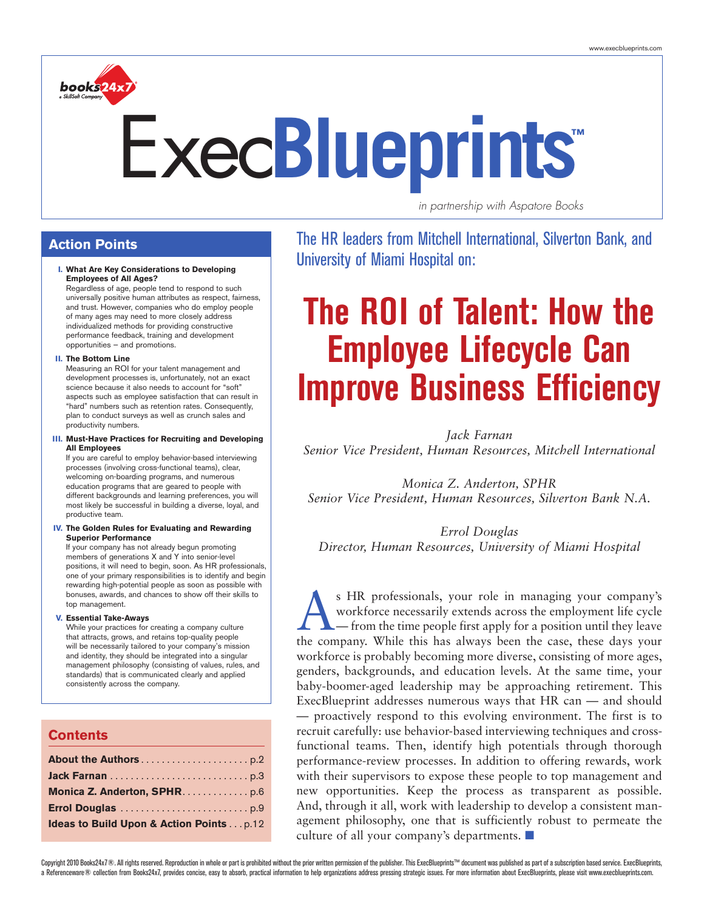books24x7 a SkillSoft Company

# ExecBlueprints™

*in partnership with Aspatore Books*

The HR leaders from Mitchell International, Silverton Bank, and University of Miami Hospital on:

# The ROI of Talent: How the Employee Lifecycle Can Improve Business Efficiency

*Jack Farnan*
*Senior Vice President, Human Resources, Mitchell International*

*Monica Z. Anderton, SPHR*
*Senior Vice President, Human Resources, Silverton Bank N.A.*

*Errol Douglas*
*Director, Human Resources, University of Miami Hospital*

As HR professionals, your role in managing your company's workforce necessarily extends across the employment life cycle — from the time people first apply for a position until they leave the company. While this has always been the case, these days your workforce is probably becoming more diverse, consisting of more ages, genders, backgrounds, and education levels. At the same time, your baby-boomer-aged leadership may be approaching retirement. This ExecBlueprint addresses numerous ways that HR can — and should — proactively respond to this evolving environment. The first is to recruit carefully: use behavior-based interviewing techniques and cross-functional teams. Then, identify high potentials through thorough performance-review processes. In addition to offering rewards, work with their supervisors to expose these people to top management and new opportunities. Keep the process as transparent as possible. And, through it all, work with leadership to develop a consistent management philosophy, one that is sufficiently robust to permeate the culture of all your company's departments. ■

## Action Points

**I. What Are Key Considerations to Developing Employees of All Ages?**
Regardless of age, people tend to respond to such universally positive human attributes as respect, fairness, and trust. However, companies who do employ people of many ages may need to more closely address individualized methods for providing constructive performance feedback, training and development opportunities – and promotions.

**II. The Bottom Line**
Measuring an ROI for your talent management and development processes is, unfortunately, not an exact science because it also needs to account for "soft" aspects such as employee satisfaction that can result in "hard" numbers such as retention rates. Consequently, plan to conduct surveys as well as crunch sales and productivity numbers.

**III. Must-Have Practices for Recruiting and Developing All Employees**
If you are careful to employ behavior-based interviewing processes (involving cross-functional teams), clear, welcoming on-boarding programs, and numerous education programs that are geared to people with different backgrounds and learning preferences, you will most likely be successful in building a diverse, loyal, and productive team.

**IV. The Golden Rules for Evaluating and Rewarding Superior Performance**
If your company has not already begun promoting members of generations X and Y into senior-level positions, it will need to begin, soon. As HR professionals, one of your primary responsibilities is to identify and begin rewarding high-potential people as soon as possible with bonuses, awards, and chances to show off their skills to top management.

**V. Essential Take-Aways**
While your practices for creating a company culture that attracts, grows, and retains top-quality people will be necessarily tailored to your company's mission and identity, they should be integrated into a singular management philosophy (consisting of values, rules, and standards) that is communicated clearly and applied consistently across the company.

## Contents

| | |
|---|---|
| **About the Authors** | p.2 |
| **Jack Farnan** | p.3 |
| **Monica Z. Anderton, SPHR** | p.6 |
| **Errol Douglas** | p.9 |
| **Ideas to Build Upon & Action Points** | p.12 |

Copyright 2010 Books24x7®. All rights reserved. Reproduction in whole or part is prohibited without the prior written permission of the publisher. This ExecBlueprints™ document was published as part of a subscription based service. ExecBlueprints, a Referenceware® collection from Books24x7, provides concise, easy to absorb, practical information to help organizations address pressing strategic issues. For more information about ExecBlueprints, please visit www.execblueprints.com.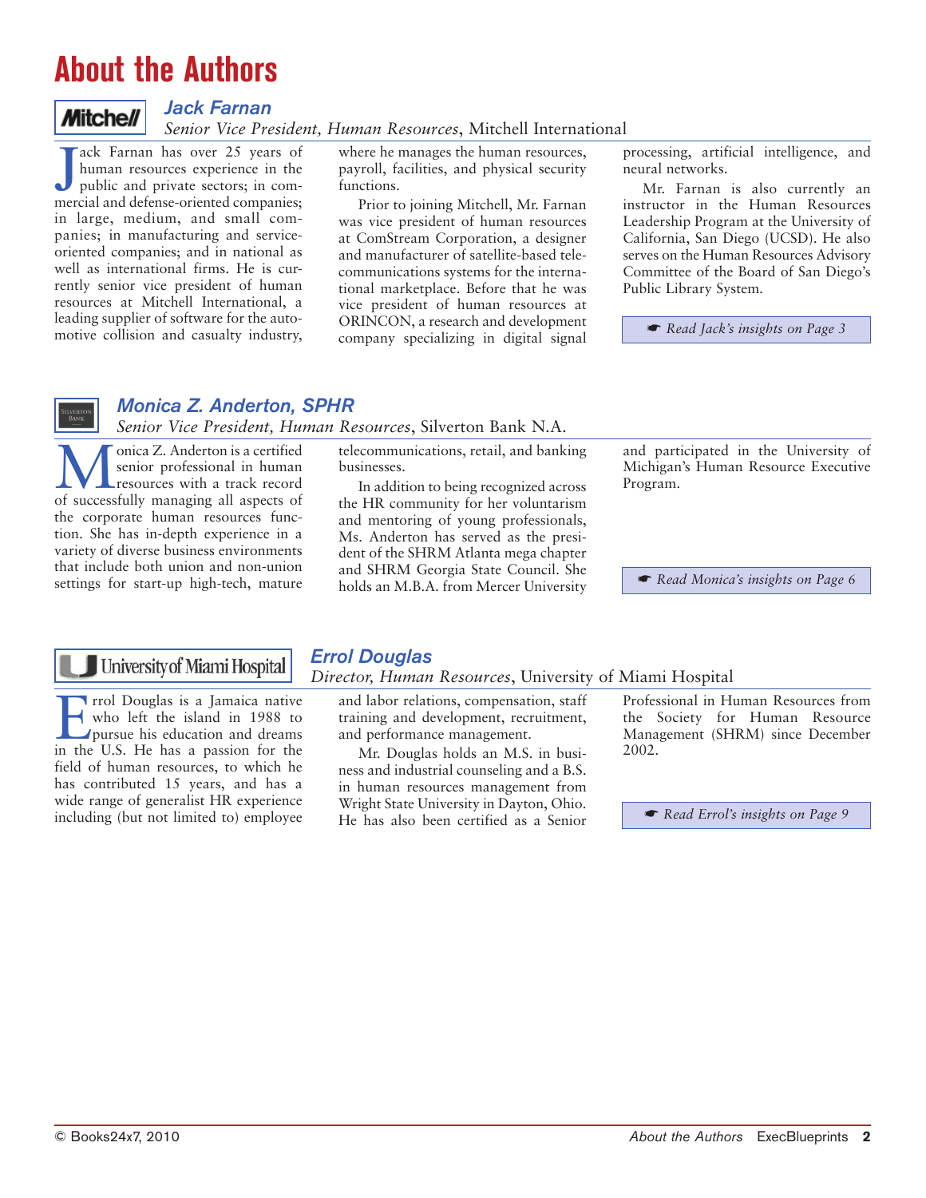# About the Authors

## Jack Farnan

*Senior Vice President, Human Resources*, Mitchell International

Jack Farnan has over 25 years of human resources experience in the public and private sectors; in commercial and defense-oriented companies; in large, medium, and small companies; in manufacturing and service-oriented companies; and in national as well as international firms. He is currently senior vice president of human resources at Mitchell International, a leading supplier of software for the automotive collision and casualty industry, where he manages the human resources, payroll, facilities, and physical security functions.

Prior to joining Mitchell, Mr. Farnan was vice president of human resources at ComStream Corporation, a designer and manufacturer of satellite-based telecommunications systems for the international marketplace. Before that he was vice president of human resources at ORINCON, a research and development company specializing in digital signal processing, artificial intelligence, and neural networks.

Mr. Farnan is also currently an instructor in the Human Resources Leadership Program at the University of California, San Diego (UCSD). He also serves on the Human Resources Advisory Committee of the Board of San Diego's Public Library System.

☛ *Read Jack's insights on Page 3*

## Monica Z. Anderton, SPHR

*Senior Vice President, Human Resources*, Silverton Bank N.A.

Monica Z. Anderton is a certified senior professional in human resources with a track record of successfully managing all aspects of the corporate human resources function. She has in-depth experience in a variety of diverse business environments that include both union and non-union settings for start-up high-tech, mature telecommunications, retail, and banking businesses.

In addition to being recognized across the HR community for her voluntarism and mentoring of young professionals, Ms. Anderton has served as the president of the SHRM Atlanta mega chapter and SHRM Georgia State Council. She holds an M.B.A. from Mercer University and participated in the University of Michigan's Human Resource Executive Program.

☛ *Read Monica's insights on Page 6*

## Errol Douglas

*Director, Human Resources*, University of Miami Hospital

Errol Douglas is a Jamaica native who left the island in 1988 to pursue his education and dreams in the U.S. He has a passion for the field of human resources, to which he has contributed 15 years, and has a wide range of generalist HR experience including (but not limited to) employee and labor relations, compensation, staff training and development, recruitment, and performance management.

Mr. Douglas holds an M.S. in business and industrial counseling and a B.S. in human resources management from Wright State University in Dayton, Ohio. He has also been certified as a Senior Professional in Human Resources from the Society for Human Resource Management (SHRM) since December 2002.

☛ *Read Errol's insights on Page 9*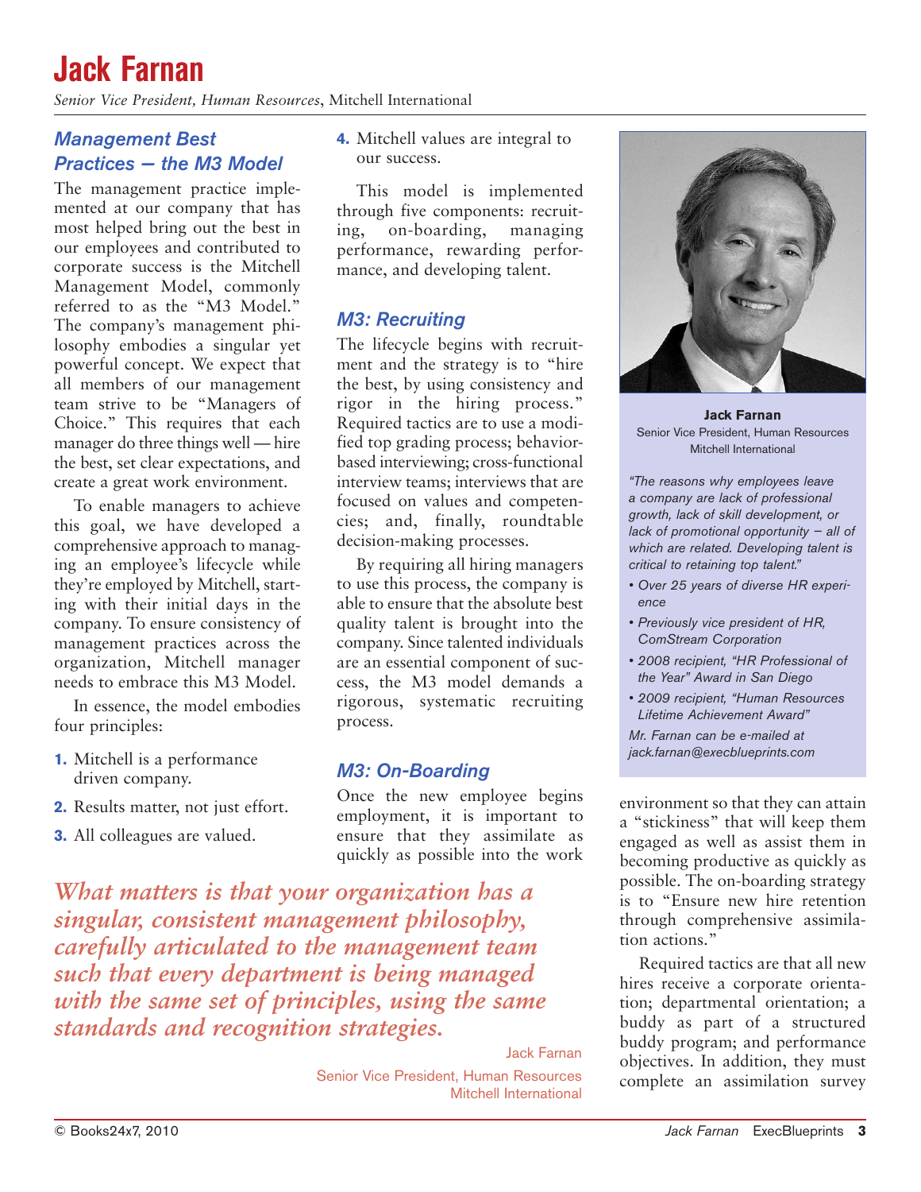# Jack Farnan

*Senior Vice President, Human Resources*, Mitchell International

## *Management Best Practices — the M3 Model*

The management practice implemented at our company that has most helped bring out the best in our employees and contributed to corporate success is the Mitchell Management Model, commonly referred to as the "M3 Model." The company's management philosophy embodies a singular yet powerful concept. We expect that all members of our management team strive to be "Managers of Choice." This requires that each manager do three things well — hire the best, set clear expectations, and create a great work environment.

To enable managers to achieve this goal, we have developed a comprehensive approach to managing an employee's lifecycle while they're employed by Mitchell, starting with their initial days in the company. To ensure consistency of management practices across the organization, Mitchell manager needs to embrace this M3 Model.

In essence, the model embodies four principles:

1. Mitchell is a performance driven company.
2. Results matter, not just effort.
3. All colleagues are valued.
4. Mitchell values are integral to our success.

This model is implemented through five components: recruiting, on-boarding, managing performance, rewarding performance, and developing talent.

## *M3: Recruiting*

The lifecycle begins with recruitment and the strategy is to "hire the best, by using consistency and rigor in the hiring process." Required tactics are to use a modified top grading process; behavior-based interviewing; cross-functional interview teams; interviews that are focused on values and competencies; and, finally, roundtable decision-making processes.

By requiring all hiring managers to use this process, the company is able to ensure that the absolute best quality talent is brought into the company. Since talented individuals are an essential component of success, the M3 model demands a rigorous, systematic recruiting process.

## *M3: On-Boarding*

Once the new employee begins employment, it is important to ensure that they assimilate as quickly as possible into the work environment so that they can attain a "stickiness" that will keep them engaged as well as assist them in becoming productive as quickly as possible. The on-boarding strategy is to "Ensure new hire retention through comprehensive assimilation actions."

Required tactics are that all new hires receive a corporate orientation; departmental orientation; a buddy as part of a structured buddy program; and performance objectives. In addition, they must complete an assimilation survey

> *What matters is that your organization has a singular, consistent management philosophy, carefully articulated to the management team such that every department is being managed with the same set of principles, using the same standards and recognition strategies.*
>
> Jack Farnan
> Senior Vice President, Human Resources
> Mitchell International

---

**Jack Farnan**
Senior Vice President, Human Resources
Mitchell International

*"The reasons why employees leave a company are lack of professional growth, lack of skill development, or lack of promotional opportunity – all of which are related. Developing talent is critical to retaining top talent."*

- *Over 25 years of diverse HR experience*
- *Previously vice president of HR, ComStream Corporation*
- *2008 recipient, "HR Professional of the Year" Award in San Diego*
- *2009 recipient, "Human Resources Lifetime Achievement Award"*

*Mr. Farnan can be e-mailed at jack.farnan@execblueprints.com*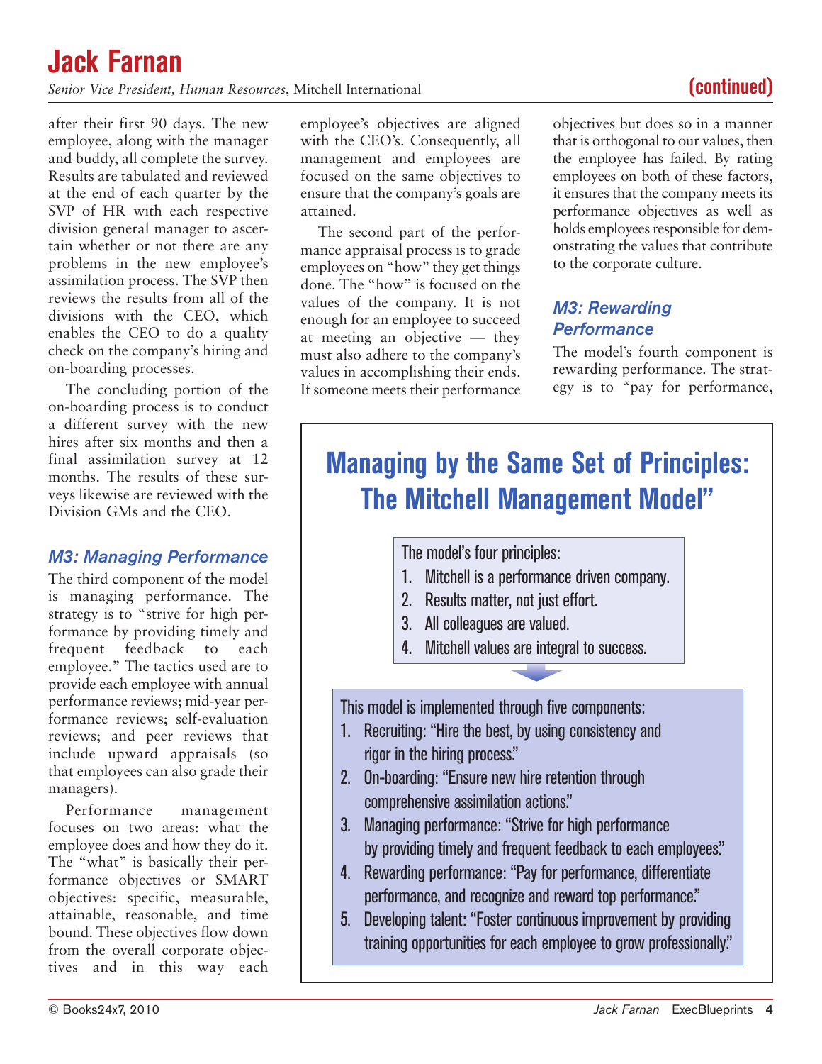after their first 90 days. The new employee, along with the manager and buddy, all complete the survey. Results are tabulated and reviewed at the end of each quarter by the SVP of HR with each respective division general manager to ascertain whether or not there are any problems in the new employee's assimilation process. The SVP then reviews the results from all of the divisions with the CEO, which enables the CEO to do a quality check on the company's hiring and on-boarding processes.

The concluding portion of the on-boarding process is to conduct a different survey with the new hires after six months and then a final assimilation survey at 12 months. The results of these surveys likewise are reviewed with the Division GMs and the CEO.

### M3: Managing Performance

The third component of the model is managing performance. The strategy is to "strive for high performance by providing timely and frequent feedback to each employee." The tactics used are to provide each employee with annual performance reviews; mid-year performance reviews; self-evaluation reviews; and peer reviews that include upward appraisals (so that employees can also grade their managers).

Performance management focuses on two areas: what the employee does and how they do it. The "what" is basically their performance objectives or SMART objectives: specific, measurable, attainable, reasonable, and time bound. These objectives flow down from the overall corporate objectives and in this way each employee's objectives are aligned with the CEO's. Consequently, all management and employees are focused on the same objectives to ensure that the company's goals are attained.

The second part of the performance appraisal process is to grade employees on "how" they get things done. The "how" is focused on the values of the company. It is not enough for an employee to succeed at meeting an objective — they must also adhere to the company's values in accomplishing their ends. If someone meets their performance objectives but does so in a manner that is orthogonal to our values, then the employee has failed. By rating employees on both of these factors, it ensures that the company meets its performance objectives as well as holds employees responsible for demonstrating the values that contribute to the corporate culture.

### M3: Rewarding Performance

The model's fourth component is rewarding performance. The strategy is to "pay for performance,

## Managing by the Same Set of Principles: The Mitchell Management Model"

The model's four principles:

1. Mitchell is a performance driven company.
2. Results matter, not just effort.
3. All colleagues are valued.
4. Mitchell values are integral to success.

This model is implemented through five components:

1. Recruiting: "Hire the best, by using consistency and rigor in the hiring process."
2. On-boarding: "Ensure new hire retention through comprehensive assimilation actions."
3. Managing performance: "Strive for high performance by providing timely and frequent feedback to each employees."
4. Rewarding performance: "Pay for performance, differentiate performance, and recognize and reward top performance."
5. Developing talent: "Foster continuous improvement by providing training opportunities for each employee to grow professionally."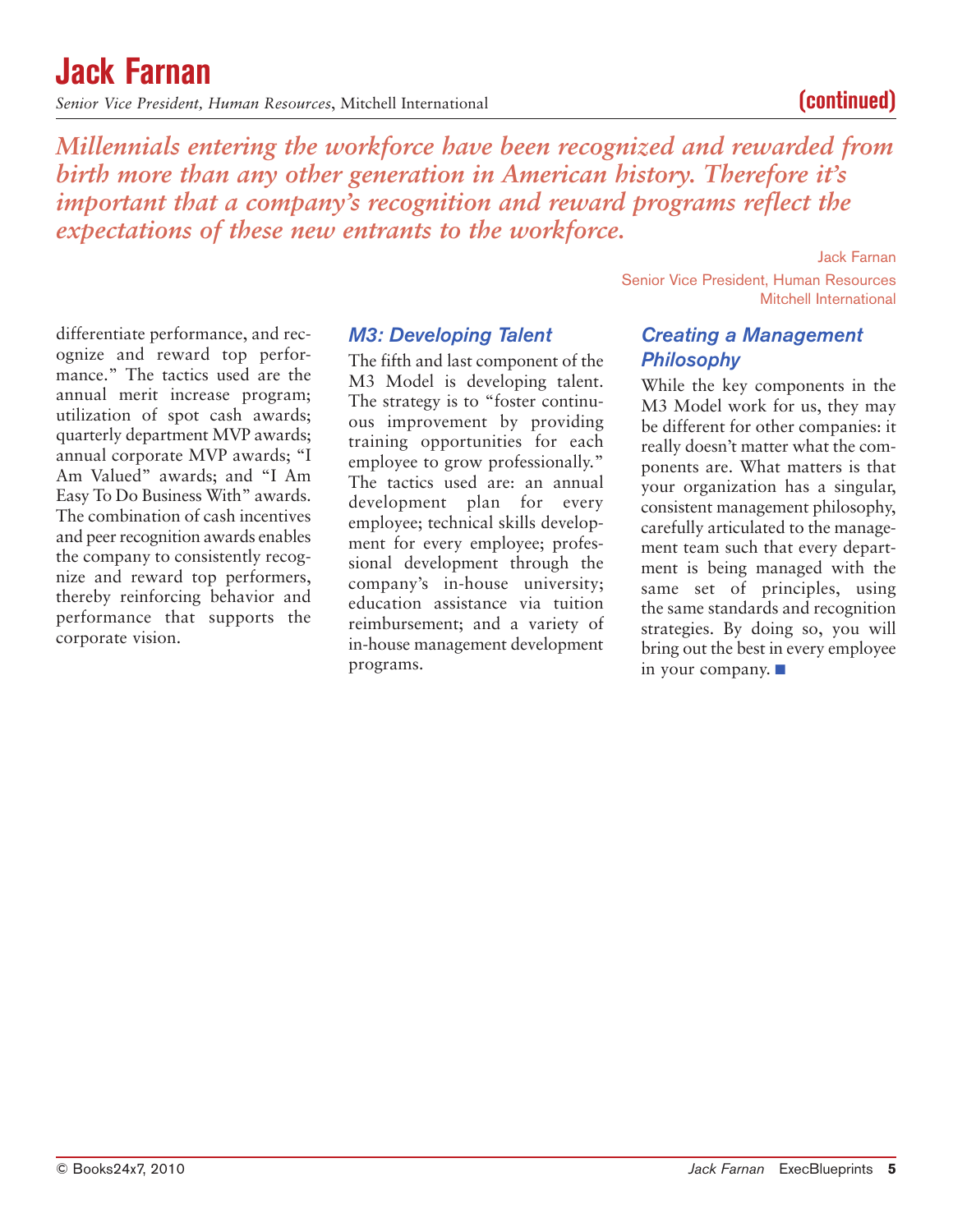*Millennials entering the workforce have been recognized and rewarded from birth more than any other generation in American history. Therefore it's important that a company's recognition and reward programs reflect the expectations of these new entrants to the workforce.*

Jack Farnan
Senior Vice President, Human Resources
Mitchell International

differentiate performance, and recognize and reward top performance." The tactics used are the annual merit increase program; utilization of spot cash awards; quarterly department MVP awards; annual corporate MVP awards; "I Am Valued" awards; and "I Am Easy To Do Business With" awards. The combination of cash incentives and peer recognition awards enables the company to consistently recognize and reward top performers, thereby reinforcing behavior and performance that supports the corporate vision.

### *M3: Developing Talent*

The fifth and last component of the M3 Model is developing talent. The strategy is to "foster continuous improvement by providing training opportunities for each employee to grow professionally." The tactics used are: an annual development plan for every employee; technical skills development for every employee; professional development through the company's in-house university; education assistance via tuition reimbursement; and a variety of in-house management development programs.

### *Creating a Management Philosophy*

While the key components in the M3 Model work for us, they may be different for other companies: it really doesn't matter what the components are. What matters is that your organization has a singular, consistent management philosophy, carefully articulated to the management team such that every department is being managed with the same set of principles, using the same standards and recognition strategies. By doing so, you will bring out the best in every employee in your company. ■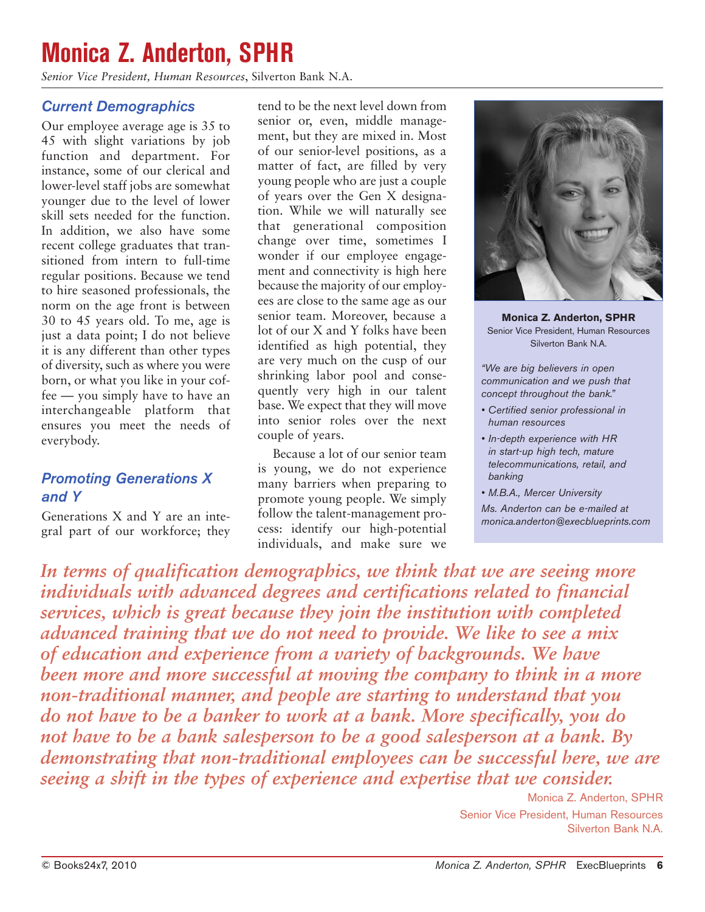# Monica Z. Anderton, SPHR

*Senior Vice President, Human Resources*, Silverton Bank N.A.

### *Current Demographics*

Our employee average age is 35 to 45 with slight variations by job function and department. For instance, some of our clerical and lower-level staff jobs are somewhat younger due to the level of lower skill sets needed for the function. In addition, we also have some recent college graduates that transitioned from intern to full-time regular positions. Because we tend to hire seasoned professionals, the norm on the age front is between 30 to 45 years old. To me, age is just a data point; I do not believe it is any different than other types of diversity, such as where you were born, or what you like in your coffee — you simply have to have an interchangeable platform that ensures you meet the needs of everybody.

### *Promoting Generations X and Y*

Generations X and Y are an integral part of our workforce; they tend to be the next level down from senior or, even, middle management, but they are mixed in. Most of our senior-level positions, as a matter of fact, are filled by very young people who are just a couple of years over the Gen X designation. While we will naturally see that generational composition change over time, sometimes I wonder if our employee engagement and connectivity is high here because the majority of our employees are close to the same age as our senior team. Moreover, because a lot of our X and Y folks have been identified as high potential, they are very much on the cusp of our shrinking labor pool and consequently very high in our talent base. We expect that they will move into senior roles over the next couple of years.

Because a lot of our senior team is young, we do not experience many barriers when preparing to promote young people. We simply follow the talent-management process: identify our high-potential individuals, and make sure we

**Monica Z. Anderton, SPHR**
Senior Vice President, Human Resources
Silverton Bank N.A.

*"We are big believers in open communication and we push that concept throughout the bank."*

- *Certified senior professional in human resources*
- *In-depth experience with HR in start-up high tech, mature telecommunications, retail, and banking*
- *M.B.A., Mercer University*

*Ms. Anderton can be e-mailed at monica.anderton@execblueprints.com*

> *In terms of qualification demographics, we think that we are seeing more individuals with advanced degrees and certifications related to financial services, which is great because they join the institution with completed advanced training that we do not need to provide. We like to see a mix of education and experience from a variety of backgrounds. We have been more and more successful at moving the company to think in a more non-traditional manner, and people are starting to understand that you do not have to be a banker to work at a bank. More specifically, you do not have to be a bank salesperson to be a good salesperson at a bank. By demonstrating that non-traditional employees can be successful here, we are seeing a shift in the types of experience and expertise that we consider.*
>
> Monica Z. Anderton, SPHR
> Senior Vice President, Human Resources
> Silverton Bank N.A.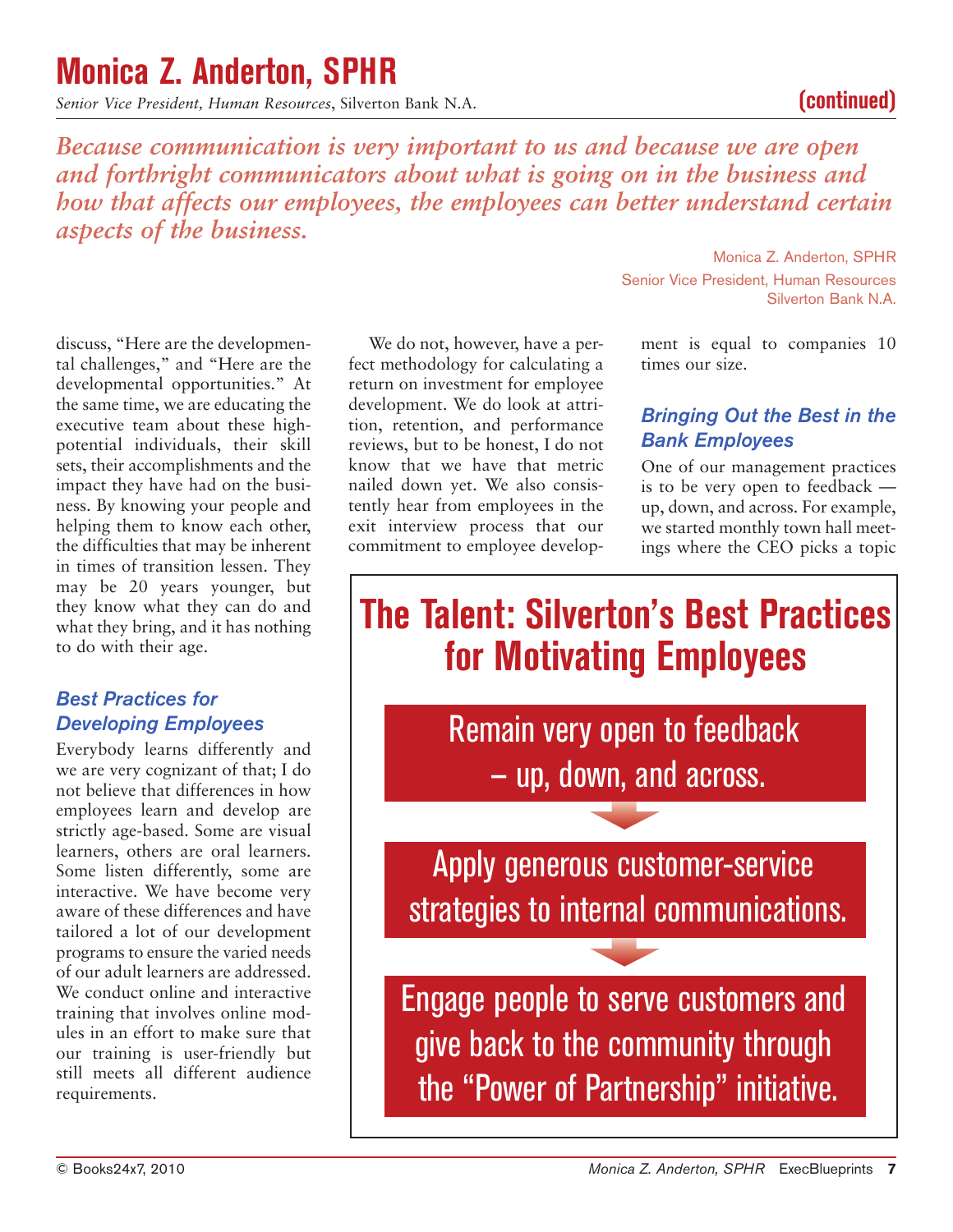# Monica Z. Anderton, SPHR

*Senior Vice President, Human Resources*, Silverton Bank N.A. **(continued)**

***Because communication is very important to us and because we are open and forthright communicators about what is going on in the business and how that affects our employees, the employees can better understand certain aspects of the business.***

Monica Z. Anderton, SPHR
Senior Vice President, Human Resources
Silverton Bank N.A.

discuss, "Here are the developmental challenges," and "Here are the developmental opportunities." At the same time, we are educating the executive team about these high-potential individuals, their skill sets, their accomplishments and the impact they have had on the business. By knowing your people and helping them to know each other, the difficulties that may be inherent in times of transition lessen. They may be 20 years younger, but they know what they can do and what they bring, and it has nothing to do with their age.

### *Best Practices for Developing Employees*

Everybody learns differently and we are very cognizant of that; I do not believe that differences in how employees learn and develop are strictly age-based. Some are visual learners, others are oral learners. Some listen differently, some are interactive. We have become very aware of these differences and have tailored a lot of our development programs to ensure the varied needs of our adult learners are addressed. We conduct online and interactive training that involves online modules in an effort to make sure that our training is user-friendly but still meets all different audience requirements.

We do not, however, have a perfect methodology for calculating a return on investment for employee development. We do look at attrition, retention, and performance reviews, but to be honest, I do not know that we have that metric nailed down yet. We also consistently hear from employees in the exit interview process that our commitment to employee development is equal to companies 10 times our size.

### *Bringing Out the Best in the Bank Employees*

One of our management practices is to be very open to feedback — up, down, and across. For example, we started monthly town hall meetings where the CEO picks a topic

## The Talent: Silverton's Best Practices for Motivating Employees

- Remain very open to feedback – up, down, and across.
- Apply generous customer-service strategies to internal communications.
- Engage people to serve customers and give back to the community through the "Power of Partnership" initiative.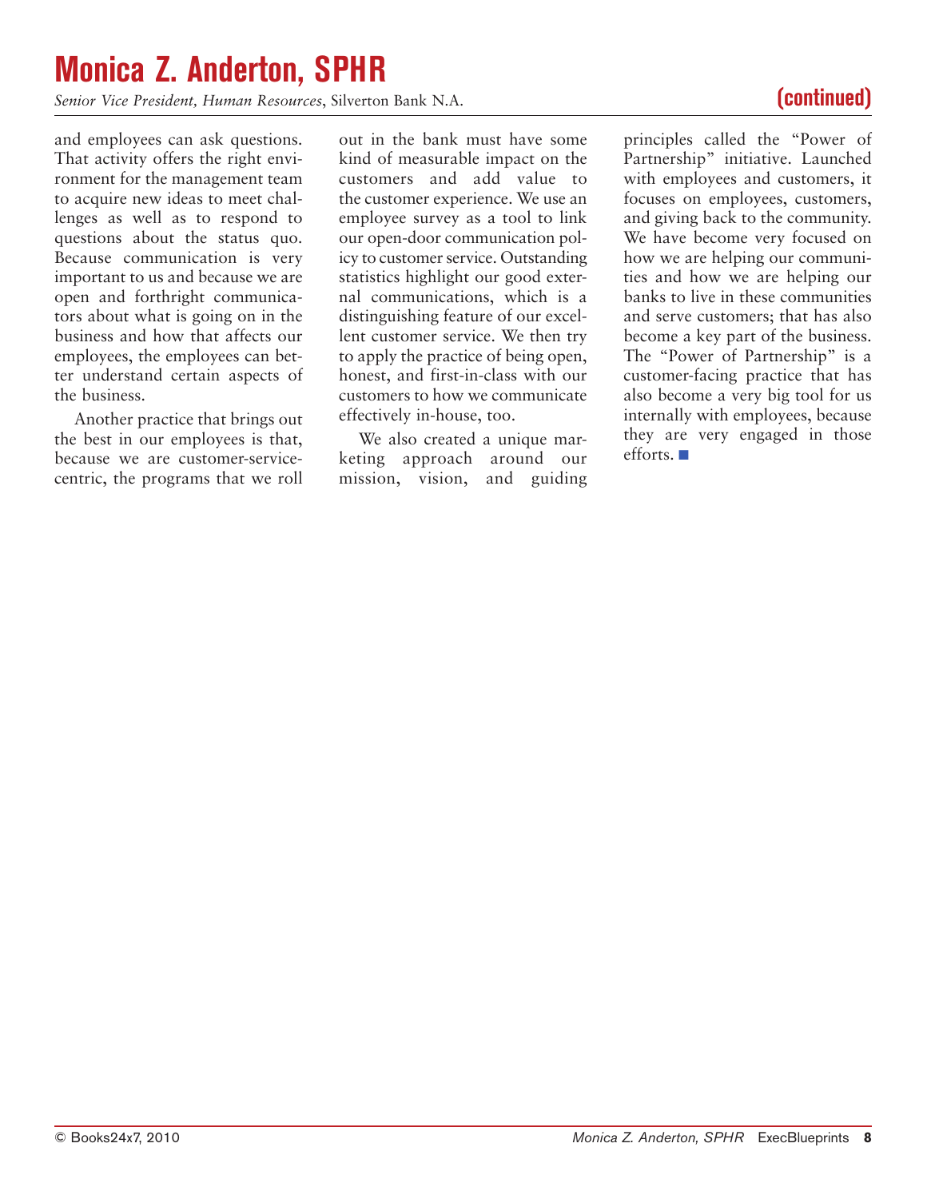and employees can ask questions. That activity offers the right environment for the management team to acquire new ideas to meet challenges as well as to respond to questions about the status quo. Because communication is very important to us and because we are open and forthright communicators about what is going on in the business and how that affects our employees, the employees can better understand certain aspects of the business.

Another practice that brings out the best in our employees is that, because we are customer-service-centric, the programs that we roll out in the bank must have some kind of measurable impact on the customers and add value to the customer experience. We use an employee survey as a tool to link our open-door communication policy to customer service. Outstanding statistics highlight our good external communications, which is a distinguishing feature of our excellent customer service. We then try to apply the practice of being open, honest, and first-in-class with our customers to how we communicate effectively in-house, too.

We also created a unique marketing approach around our mission, vision, and guiding principles called the "Power of Partnership" initiative. Launched with employees and customers, it focuses on employees, customers, and giving back to the community. We have become very focused on how we are helping our communities and how we are helping our banks to live in these communities and serve customers; that has also become a key part of the business. The "Power of Partnership" is a customer-facing practice that has also become a very big tool for us internally with employees, because they are very engaged in those efforts. ■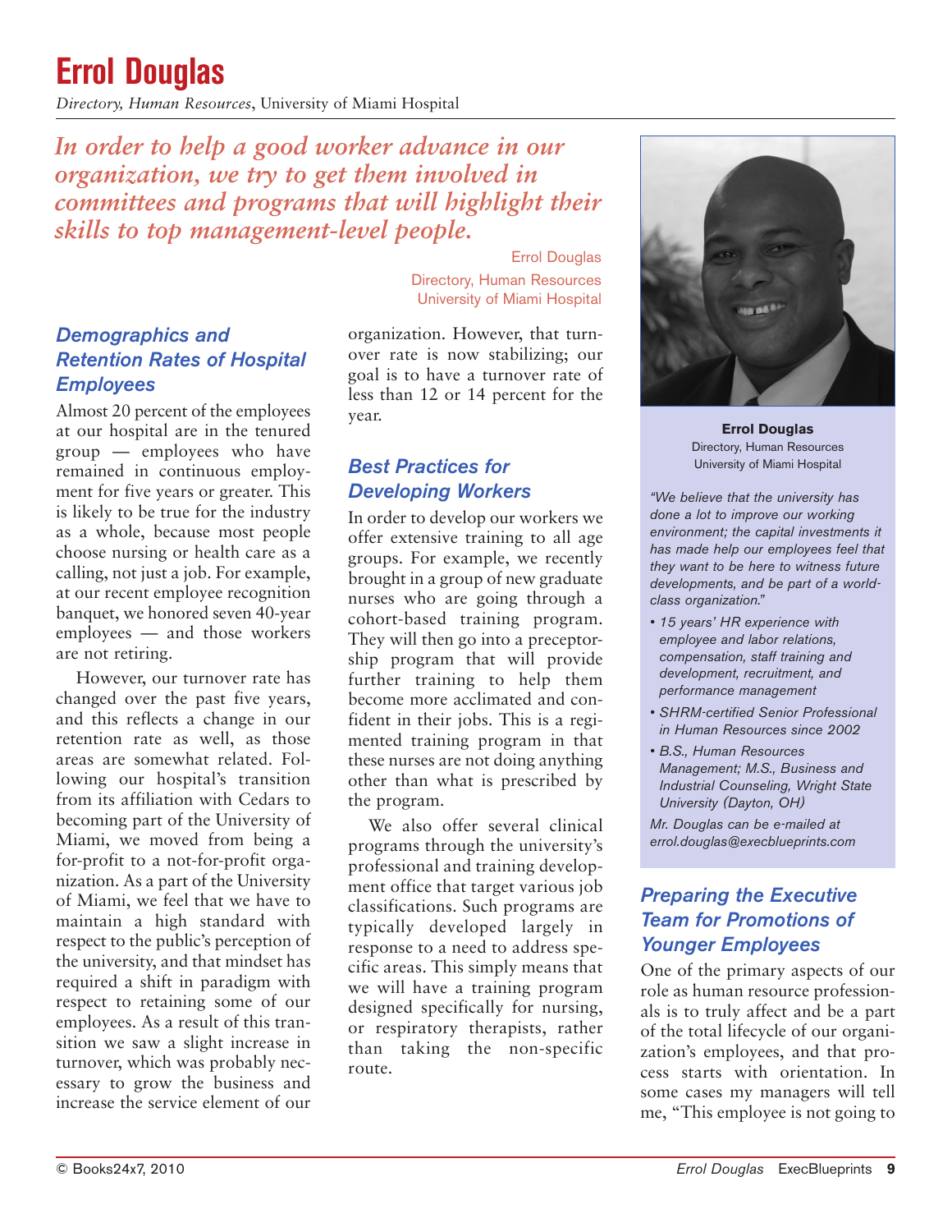# Errol Douglas

*Directory, Human Resources*, University of Miami Hospital

*In order to help a good worker advance in our organization, we try to get them involved in committees and programs that will highlight their skills to top management-level people.*

Errol Douglas
Directory, Human Resources
University of Miami Hospital

## *Demographics and Retention Rates of Hospital Employees*

Almost 20 percent of the employees at our hospital are in the tenured group — employees who have remained in continuous employment for five years or greater. This is likely to be true for the industry as a whole, because most people choose nursing or health care as a calling, not just a job. For example, at our recent employee recognition banquet, we honored seven 40-year employees — and those workers are not retiring.

However, our turnover rate has changed over the past five years, and this reflects a change in our retention rate as well, as those areas are somewhat related. Following our hospital's transition from its affiliation with Cedars to becoming part of the University of Miami, we moved from being a for-profit to a not-for-profit organization. As a part of the University of Miami, we feel that we have to maintain a high standard with respect to the public's perception of the university, and that mindset has required a shift in paradigm with respect to retaining some of our employees. As a result of this transition we saw a slight increase in turnover, which was probably necessary to grow the business and increase the service element of our organization. However, that turnover rate is now stabilizing; our goal is to have a turnover rate of less than 12 or 14 percent for the year.

## *Best Practices for Developing Workers*

In order to develop our workers we offer extensive training to all age groups. For example, we recently brought in a group of new graduate nurses who are going through a cohort-based training program. They will then go into a preceptorship program that will provide further training to help them become more acclimated and confident in their jobs. This is a regimented training program in that these nurses are not doing anything other than what is prescribed by the program.

We also offer several clinical programs through the university's professional and training development office that target various job classifications. Such programs are typically developed largely in response to a need to address specific areas. This simply means that we will have a training program designed specifically for nursing, or respiratory therapists, rather than taking the non-specific route.

**Errol Douglas**
Directory, Human Resources
University of Miami Hospital

*"We believe that the university has done a lot to improve our working environment; the capital investments it has made help our employees feel that they want to be here to witness future developments, and be part of a world-class organization."*

- *15 years' HR experience with employee and labor relations, compensation, staff training and development, recruitment, and performance management*
- *SHRM-certified Senior Professional in Human Resources since 2002*
- *B.S., Human Resources Management; M.S., Business and Industrial Counseling, Wright State University (Dayton, OH)*

*Mr. Douglas can be e-mailed at errol.douglas@execblueprints.com*

## *Preparing the Executive Team for Promotions of Younger Employees*

One of the primary aspects of our role as human resource professionals is to truly affect and be a part of the total lifecycle of our organization's employees, and that process starts with orientation. In some cases my managers will tell me, "This employee is not going to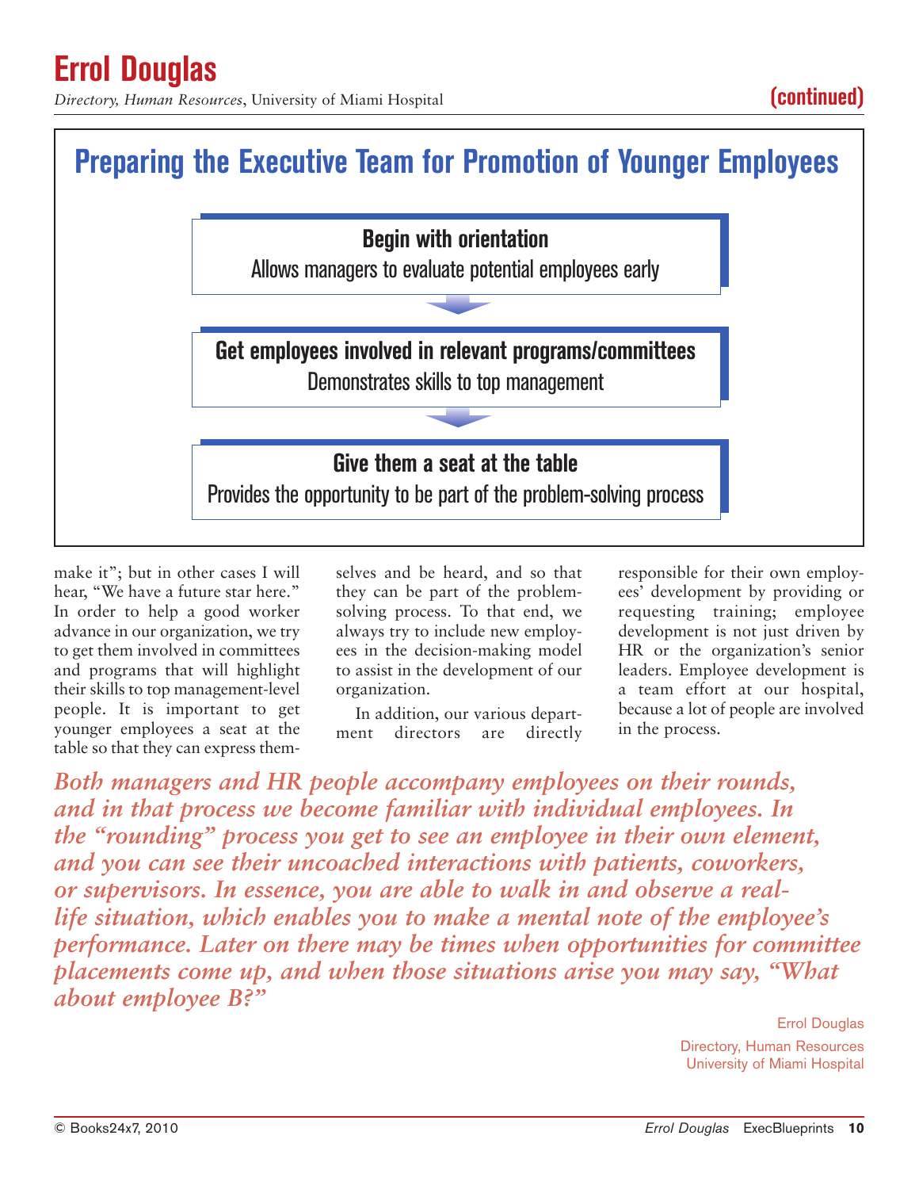## Preparing the Executive Team for Promotion of Younger Employees

**Begin with orientation**
Allows managers to evaluate potential employees early

**Get employees involved in relevant programs/committees**
Demonstrates skills to top management

**Give them a seat at the table**
Provides the opportunity to be part of the problem-solving process

make it"; but in other cases I will hear, "We have a future star here." In order to help a good worker advance in our organization, we try to get them involved in committees and programs that will highlight their skills to top management-level people. It is important to get younger employees a seat at the table so that they can express themselves and be heard, and so that they can be part of the problem-solving process. To that end, we always try to include new employees in the decision-making model to assist in the development of our organization.

In addition, our various department directors are directly responsible for their own employees' development by providing or requesting training; employee development is not just driven by HR or the organization's senior leaders. Employee development is a team effort at our hospital, because a lot of people are involved in the process.

*Both managers and HR people accompany employees on their rounds, and in that process we become familiar with individual employees. In the "rounding" process you get to see an employee in their own element, and you can see their uncoached interactions with patients, coworkers, or supervisors. In essence, you are able to walk in and observe a real-life situation, which enables you to make a mental note of the employee's performance. Later on there may be times when opportunities for committee placements come up, and when those situations arise you may say, "What about employee B?"*

Errol Douglas
Directory, Human Resources
University of Miami Hospital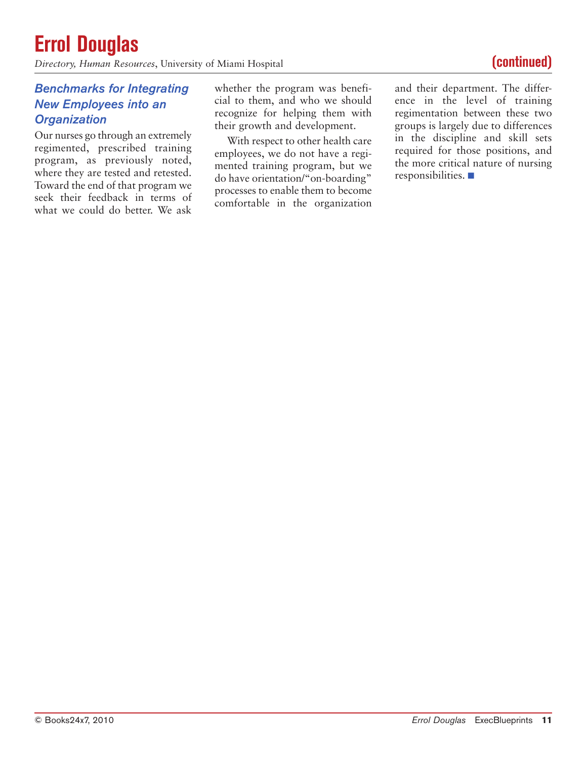## Benchmarks for Integrating New Employees into an Organization

Our nurses go through an extremely regimented, prescribed training program, as previously noted, where they are tested and retested. Toward the end of that program we seek their feedback in terms of what we could do better. We ask whether the program was beneficial to them, and who we should recognize for helping them with their growth and development.

With respect to other health care employees, we do not have a regimented training program, but we do have orientation/"on-boarding" processes to enable them to become comfortable in the organization and their department. The difference in the level of training regimentation between these two groups is largely due to differences in the discipline and skill sets required for those positions, and the more critical nature of nursing responsibilities. ■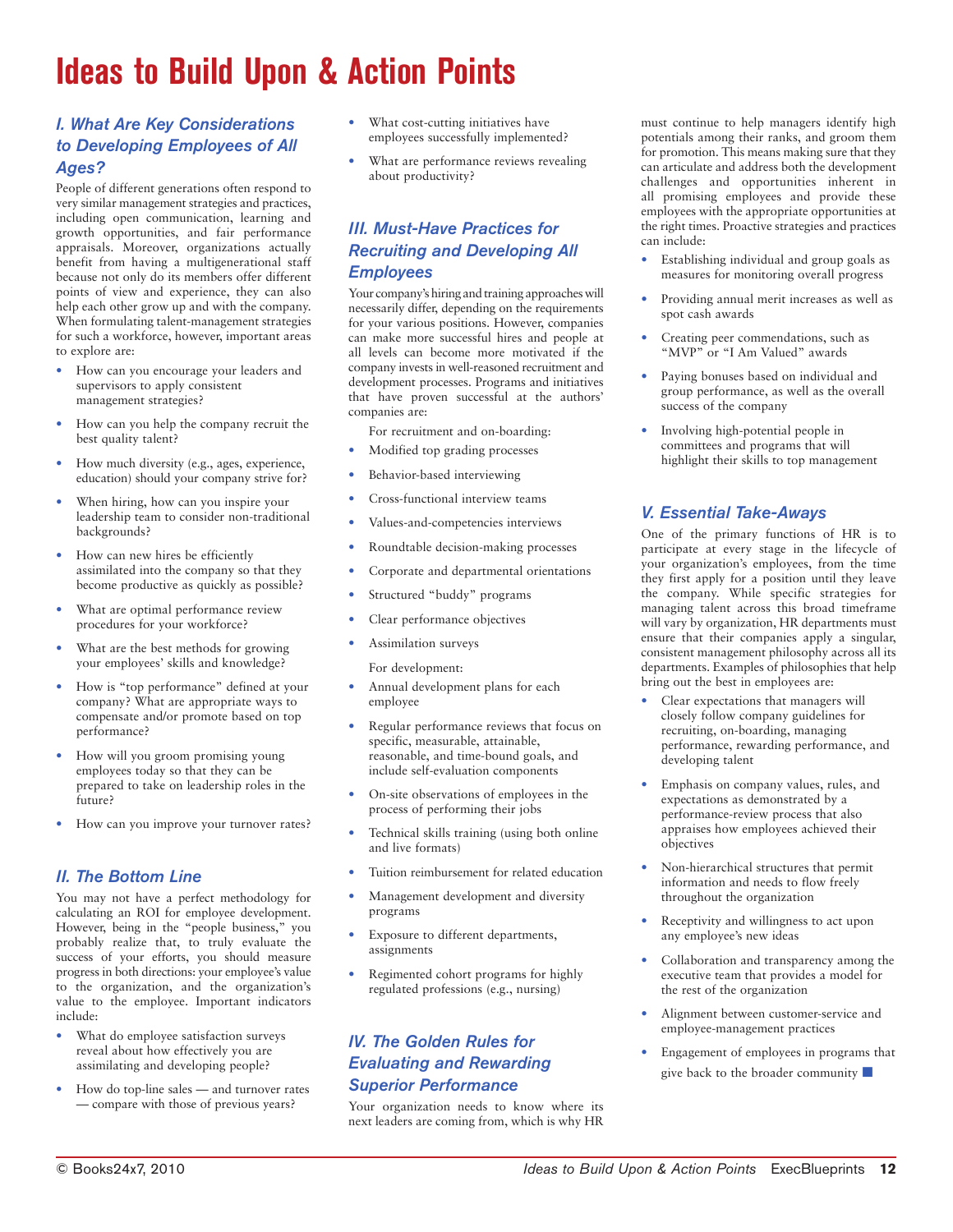# Ideas to Build Upon & Action Points

## I. What Are Key Considerations to Developing Employees of All Ages?

People of different generations often respond to very similar management strategies and practices, including open communication, learning and growth opportunities, and fair performance appraisals. Moreover, organizations actually benefit from having a multigenerational staff because not only do its members offer different points of view and experience, they can also help each other grow up and with the company. When formulating talent-management strategies for such a workforce, however, important areas to explore are:

- How can you encourage your leaders and supervisors to apply consistent management strategies?
- How can you help the company recruit the best quality talent?
- How much diversity (e.g., ages, experience, education) should your company strive for?
- When hiring, how can you inspire your leadership team to consider non-traditional backgrounds?
- How can new hires be efficiently assimilated into the company so that they become productive as quickly as possible?
- What are optimal performance review procedures for your workforce?
- What are the best methods for growing your employees' skills and knowledge?
- How is "top performance" defined at your company? What are appropriate ways to compensate and/or promote based on top performance?
- How will you groom promising young employees today so that they can be prepared to take on leadership roles in the future?
- How can you improve your turnover rates?

## II. The Bottom Line

You may not have a perfect methodology for calculating an ROI for employee development. However, being in the "people business," you probably realize that, to truly evaluate the success of your efforts, you should measure progress in both directions: your employee's value to the organization, and the organization's value to the employee. Important indicators include:

- What do employee satisfaction surveys reveal about how effectively you are assimilating and developing people?
- How do top-line sales — and turnover rates — compare with those of previous years?
- What cost-cutting initiatives have employees successfully implemented?
- What are performance reviews revealing about productivity?

## III. Must-Have Practices for Recruiting and Developing All Employees

Your company's hiring and training approaches will necessarily differ, depending on the requirements for your various positions. However, companies can make more successful hires and people at all levels can become more motivated if the company invests in well-reasoned recruitment and development processes. Programs and initiatives that have proven successful at the authors' companies are:

For recruitment and on-boarding:

- Modified top grading processes
- Behavior-based interviewing
- Cross-functional interview teams
- Values-and-competencies interviews
- Roundtable decision-making processes
- Corporate and departmental orientations
- Structured "buddy" programs
- Clear performance objectives
- Assimilation surveys

For development:

- Annual development plans for each employee
- Regular performance reviews that focus on specific, measurable, attainable, reasonable, and time-bound goals, and include self-evaluation components
- On-site observations of employees in the process of performing their jobs
- Technical skills training (using both online and live formats)
- Tuition reimbursement for related education
- Management development and diversity programs
- Exposure to different departments, assignments
- Regimented cohort programs for highly regulated professions (e.g., nursing)

## IV. The Golden Rules for Evaluating and Rewarding Superior Performance

Your organization needs to know where its next leaders are coming from, which is why HR must continue to help managers identify high potentials among their ranks, and groom them for promotion. This means making sure that they can articulate and address both the development challenges and opportunities inherent in all promising employees and provide these employees with the appropriate opportunities at the right times. Proactive strategies and practices can include:

- Establishing individual and group goals as measures for monitoring overall progress
- Providing annual merit increases as well as spot cash awards
- Creating peer commendations, such as "MVP" or "I Am Valued" awards
- Paying bonuses based on individual and group performance, as well as the overall success of the company
- Involving high-potential people in committees and programs that will highlight their skills to top management

## V. Essential Take-Aways

One of the primary functions of HR is to participate at every stage in the lifecycle of your organization's employees, from the time they first apply for a position until they leave the company. While specific strategies for managing talent across this broad timeframe will vary by organization, HR departments must ensure that their companies apply a singular, consistent management philosophy across all its departments. Examples of philosophies that help bring out the best in employees are:

- Clear expectations that managers will closely follow company guidelines for recruiting, on-boarding, managing performance, rewarding performance, and developing talent
- Emphasis on company values, rules, and expectations as demonstrated by a performance-review process that also appraises how employees achieved their objectives
- Non-hierarchical structures that permit information and needs to flow freely throughout the organization
- Receptivity and willingness to act upon any employee's new ideas
- Collaboration and transparency among the executive team that provides a model for the rest of the organization
- Alignment between customer-service and employee-management practices
- Engagement of employees in programs that give back to the broader community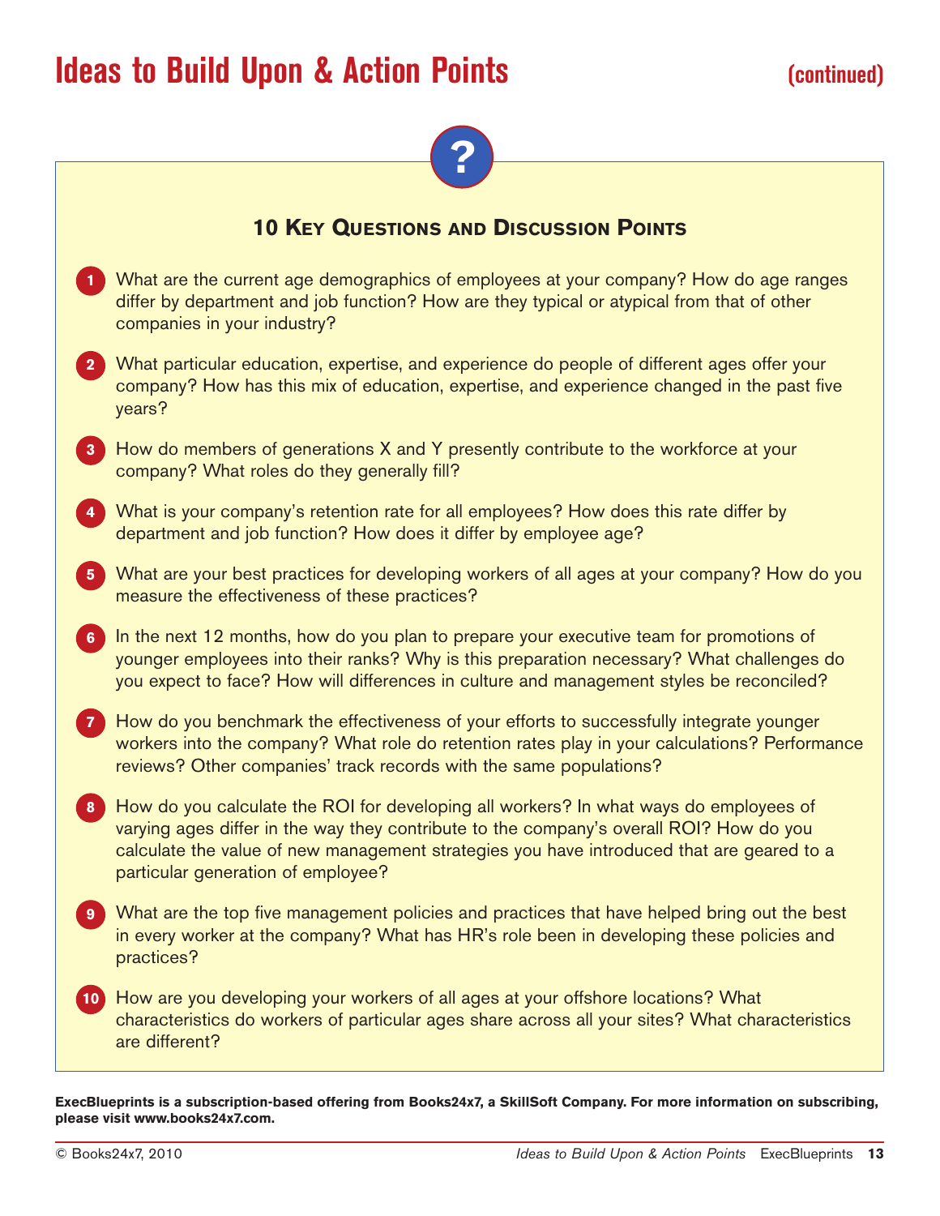# Ideas to Build Upon & Action Points (continued)

## 10 Key Questions and Discussion Points

1. What are the current age demographics of employees at your company? How do age ranges differ by department and job function? How are they typical or atypical from that of other companies in your industry?

2. What particular education, expertise, and experience do people of different ages offer your company? How has this mix of education, expertise, and experience changed in the past five years?

3. How do members of generations X and Y presently contribute to the workforce at your company? What roles do they generally fill?

4. What is your company's retention rate for all employees? How does this rate differ by department and job function? How does it differ by employee age?

5. What are your best practices for developing workers of all ages at your company? How do you measure the effectiveness of these practices?

6. In the next 12 months, how do you plan to prepare your executive team for promotions of younger employees into their ranks? Why is this preparation necessary? What challenges do you expect to face? How will differences in culture and management styles be reconciled?

7. How do you benchmark the effectiveness of your efforts to successfully integrate younger workers into the company? What role do retention rates play in your calculations? Performance reviews? Other companies' track records with the same populations?

8. How do you calculate the ROI for developing all workers? In what ways do employees of varying ages differ in the way they contribute to the company's overall ROI? How do you calculate the value of new management strategies you have introduced that are geared to a particular generation of employee?

9. What are the top five management policies and practices that have helped bring out the best in every worker at the company? What has HR's role been in developing these policies and practices?

10. How are you developing your workers of all ages at your offshore locations? What characteristics do workers of particular ages share across all your sites? What characteristics are different?

**ExecBlueprints is a subscription-based offering from Books24x7, a SkillSoft Company. For more information on subscribing, please visit www.books24x7.com.**

© Books24x7, 2010